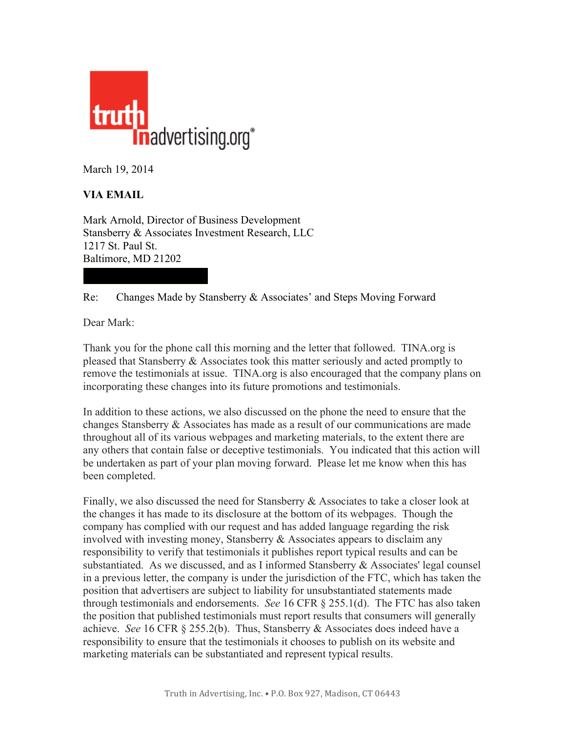truth in advertising.org®

March 19, 2014

**VIA EMAIL**

Mark Arnold, Director of Business Development
Stansberry & Associates Investment Research, LLC
1217 St. Paul St.
Baltimore, MD 21202

Re: Changes Made by Stansberry & Associates' and Steps Moving Forward

Dear Mark:

Thank you for the phone call this morning and the letter that followed. TINA.org is pleased that Stansberry & Associates took this matter seriously and acted promptly to remove the testimonials at issue. TINA.org is also encouraged that the company plans on incorporating these changes into its future promotions and testimonials.

In addition to these actions, we also discussed on the phone the need to ensure that the changes Stansberry & Associates has made as a result of our communications are made throughout all of its various webpages and marketing materials, to the extent there are any others that contain false or deceptive testimonials. You indicated that this action will be undertaken as part of your plan moving forward. Please let me know when this has been completed.

Finally, we also discussed the need for Stansberry & Associates to take a closer look at the changes it has made to its disclosure at the bottom of its webpages. Though the company has complied with our request and has added language regarding the risk involved with investing money, Stansberry & Associates appears to disclaim any responsibility to verify that testimonials it publishes report typical results and can be substantiated. As we discussed, and as I informed Stansberry & Associates' legal counsel in a previous letter, the company is under the jurisdiction of the FTC, which has taken the position that advertisers are subject to liability for unsubstantiated statements made through testimonials and endorsements. *See* 16 CFR § 255.1(d). The FTC has also taken the position that published testimonials must report results that consumers will generally achieve. *See* 16 CFR § 255.2(b). Thus, Stansberry & Associates does indeed have a responsibility to ensure that the testimonials it chooses to publish on its website and marketing materials can be substantiated and represent typical results.

Truth in Advertising, Inc. • P.O. Box 927, Madison, CT 06443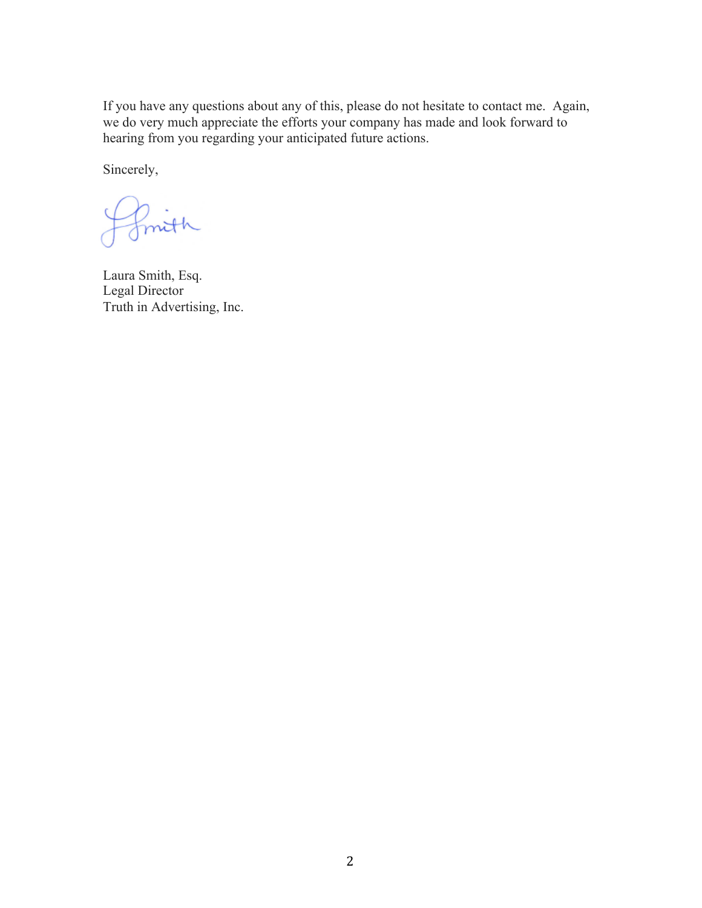If you have any questions about any of this, please do not hesitate to contact me. Again, we do very much appreciate the efforts your company has made and look forward to hearing from you regarding your anticipated future actions.

Sincerely,

Laura Smith, Esq.
Legal Director
Truth in Advertising, Inc.